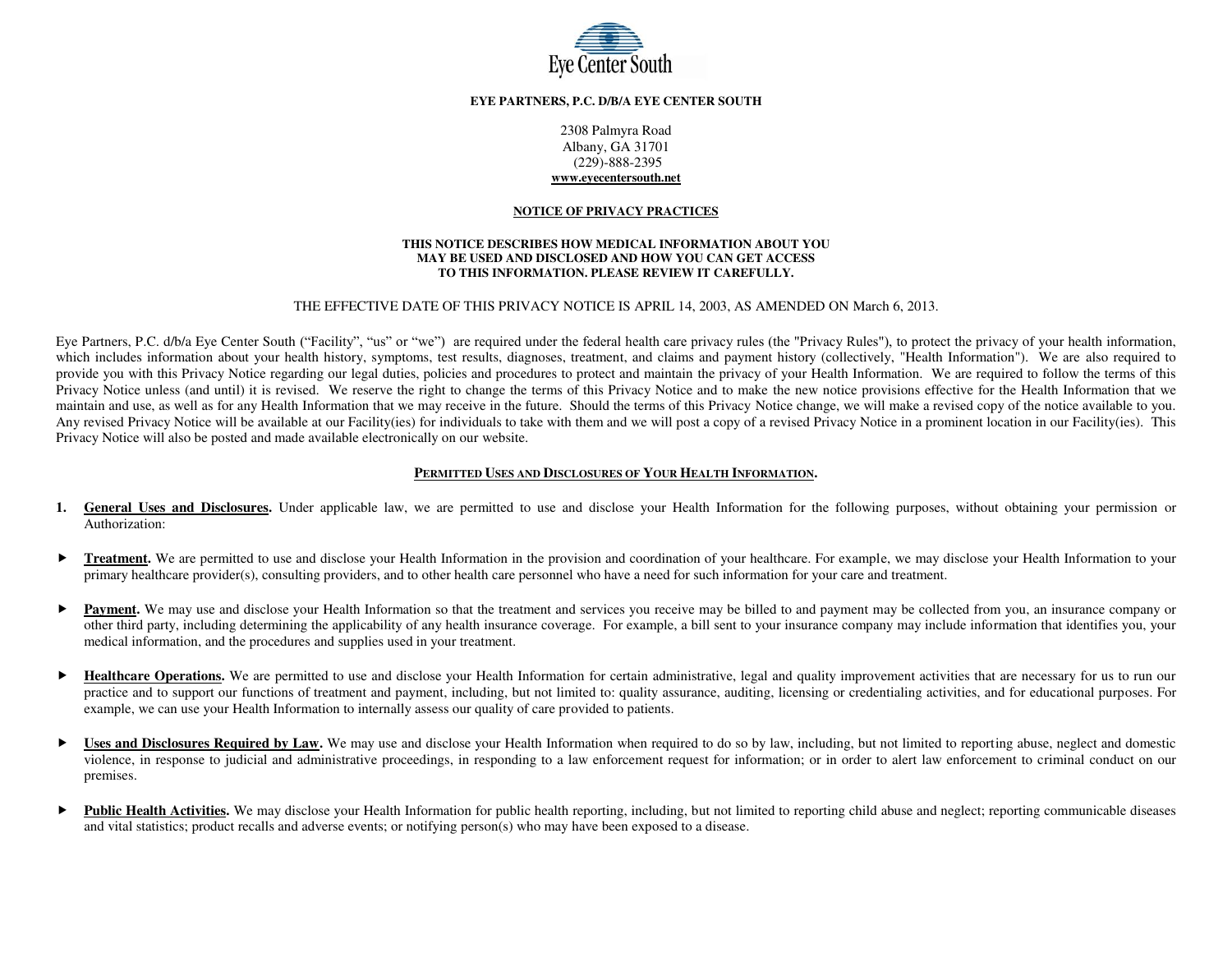**EYE PARTNERS, P.C. D/B/A EYE CENTER SOUTH**

2308 Palmyra Road
Albany, GA 31701
(229)-888-2395
**www.eyecentersouth.net**

## NOTICE OF PRIVACY PRACTICES

**THIS NOTICE DESCRIBES HOW MEDICAL INFORMATION ABOUT YOU MAY BE USED AND DISCLOSED AND HOW YOU CAN GET ACCESS TO THIS INFORMATION. PLEASE REVIEW IT CAREFULLY.**

THE EFFECTIVE DATE OF THIS PRIVACY NOTICE IS APRIL 14, 2003, AS AMENDED ON March 6, 2013.

Eye Partners, P.C. d/b/a Eye Center South ("Facility", "us" or "we") are required under the federal health care privacy rules (the "Privacy Rules"), to protect the privacy of your health information, which includes information about your health history, symptoms, test results, diagnoses, treatment, and claims and payment history (collectively, "Health Information"). We are also required to provide you with this Privacy Notice regarding our legal duties, policies and procedures to protect and maintain the privacy of your Health Information. We are required to follow the terms of this Privacy Notice unless (and until) it is revised. We reserve the right to change the terms of this Privacy Notice and to make the new notice provisions effective for the Health Information that we maintain and use, as well as for any Health Information that we may receive in the future. Should the terms of this Privacy Notice change, we will make a revised copy of the notice available to you. Any revised Privacy Notice will be available at our Facility(ies) for individuals to take with them and we will post a copy of a revised Privacy Notice in a prominent location in our Facility(ies). This Privacy Notice will also be posted and made available electronically on our website.

## PERMITTED USES AND DISCLOSURES OF YOUR HEALTH INFORMATION.

1. **General Uses and Disclosures.** Under applicable law, we are permitted to use and disclose your Health Information for the following purposes, without obtaining your permission or Authorization:

- **Treatment.** We are permitted to use and disclose your Health Information in the provision and coordination of your healthcare. For example, we may disclose your Health Information to your primary healthcare provider(s), consulting providers, and to other health care personnel who have a need for such information for your care and treatment.

- **Payment.** We may use and disclose your Health Information so that the treatment and services you receive may be billed to and payment may be collected from you, an insurance company or other third party, including determining the applicability of any health insurance coverage. For example, a bill sent to your insurance company may include information that identifies you, your medical information, and the procedures and supplies used in your treatment.

- **Healthcare Operations.** We are permitted to use and disclose your Health Information for certain administrative, legal and quality improvement activities that are necessary for us to run our practice and to support our functions of treatment and payment, including, but not limited to: quality assurance, auditing, licensing or credentialing activities, and for educational purposes. For example, we can use your Health Information to internally assess our quality of care provided to patients.

- **Uses and Disclosures Required by Law.** We may use and disclose your Health Information when required to do so by law, including, but not limited to reporting abuse, neglect and domestic violence, in response to judicial and administrative proceedings, in responding to a law enforcement request for information; or in order to alert law enforcement to criminal conduct on our premises.

- **Public Health Activities.** We may disclose your Health Information for public health reporting, including, but not limited to reporting child abuse and neglect; reporting communicable diseases and vital statistics; product recalls and adverse events; or notifying person(s) who may have been exposed to a disease.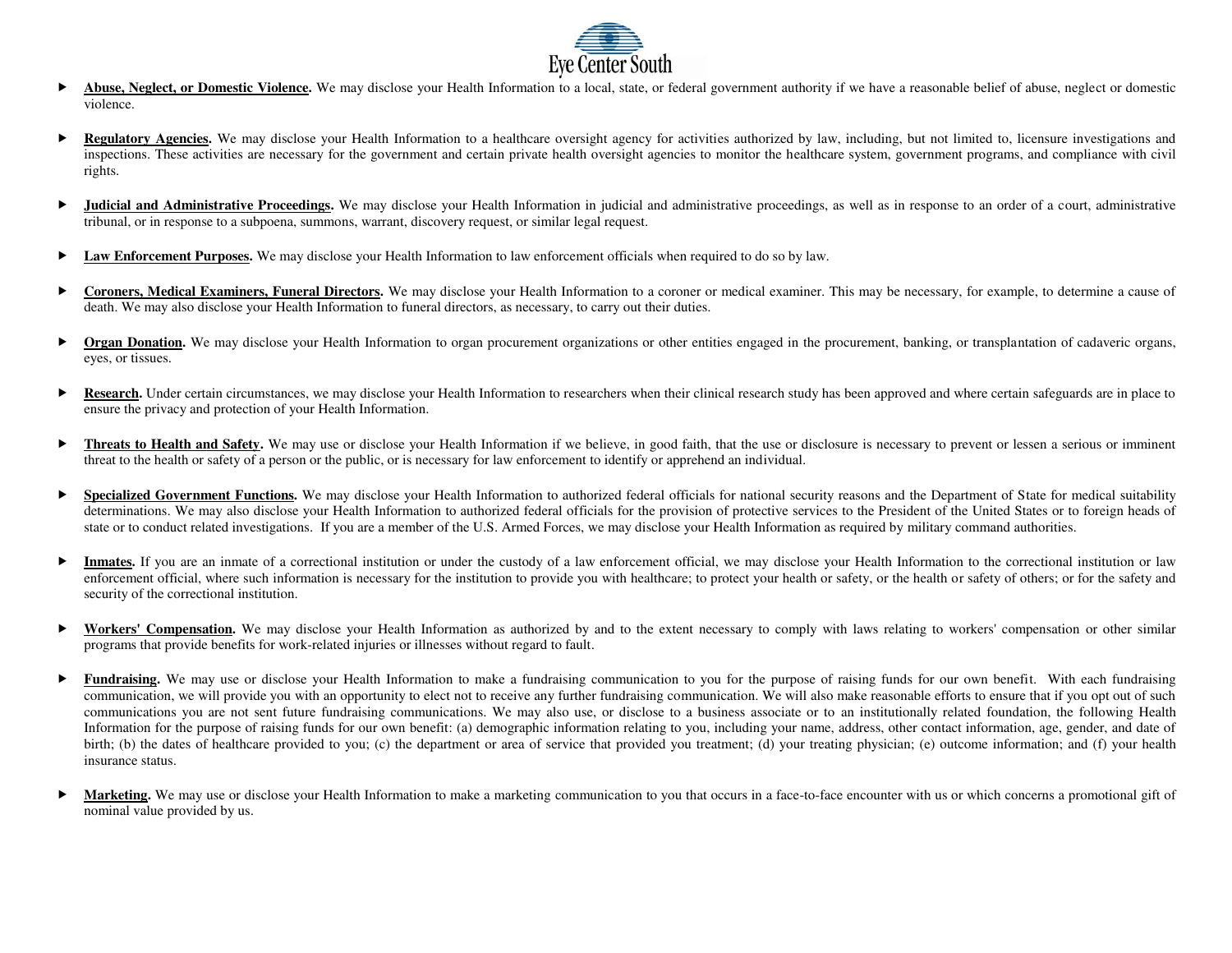- **Abuse, Neglect, or Domestic Violence.** We may disclose your Health Information to a local, state, or federal government authority if we have a reasonable belief of abuse, neglect or domestic violence.

- **Regulatory Agencies.** We may disclose your Health Information to a healthcare oversight agency for activities authorized by law, including, but not limited to, licensure investigations and inspections. These activities are necessary for the government and certain private health oversight agencies to monitor the healthcare system, government programs, and compliance with civil rights.

- **Judicial and Administrative Proceedings.** We may disclose your Health Information in judicial and administrative proceedings, as well as in response to an order of a court, administrative tribunal, or in response to a subpoena, summons, warrant, discovery request, or similar legal request.

- **Law Enforcement Purposes.** We may disclose your Health Information to law enforcement officials when required to do so by law.

- **Coroners, Medical Examiners, Funeral Directors.** We may disclose your Health Information to a coroner or medical examiner. This may be necessary, for example, to determine a cause of death. We may also disclose your Health Information to funeral directors, as necessary, to carry out their duties.

- **Organ Donation.** We may disclose your Health Information to organ procurement organizations or other entities engaged in the procurement, banking, or transplantation of cadaveric organs, eyes, or tissues.

- **Research.** Under certain circumstances, we may disclose your Health Information to researchers when their clinical research study has been approved and where certain safeguards are in place to ensure the privacy and protection of your Health Information.

- **Threats to Health and Safety.** We may use or disclose your Health Information if we believe, in good faith, that the use or disclosure is necessary to prevent or lessen a serious or imminent threat to the health or safety of a person or the public, or is necessary for law enforcement to identify or apprehend an individual.

- **Specialized Government Functions.** We may disclose your Health Information to authorized federal officials for national security reasons and the Department of State for medical suitability determinations. We may also disclose your Health Information to authorized federal officials for the provision of protective services to the President of the United States or to foreign heads of state or to conduct related investigations. If you are a member of the U.S. Armed Forces, we may disclose your Health Information as required by military command authorities.

- **Inmates.** If you are an inmate of a correctional institution or under the custody of a law enforcement official, we may disclose your Health Information to the correctional institution or law enforcement official, where such information is necessary for the institution to provide you with healthcare; to protect your health or safety, or the health or safety of others; or for the safety and security of the correctional institution.

- **Workers' Compensation.** We may disclose your Health Information as authorized by and to the extent necessary to comply with laws relating to workers' compensation or other similar programs that provide benefits for work-related injuries or illnesses without regard to fault.

- **Fundraising.** We may use or disclose your Health Information to make a fundraising communication to you for the purpose of raising funds for our own benefit. With each fundraising communication, we will provide you with an opportunity to elect not to receive any further fundraising communication. We will also make reasonable efforts to ensure that if you opt out of such communications you are not sent future fundraising communications. We may also use, or disclose to a business associate or to an institutionally related foundation, the following Health Information for the purpose of raising funds for our own benefit: (a) demographic information relating to you, including your name, address, other contact information, age, gender, and date of birth; (b) the dates of healthcare provided to you; (c) the department or area of service that provided you treatment; (d) your treating physician; (e) outcome information; and (f) your health insurance status.

- **Marketing.** We may use or disclose your Health Information to make a marketing communication to you that occurs in a face-to-face encounter with us or which concerns a promotional gift of nominal value provided by us.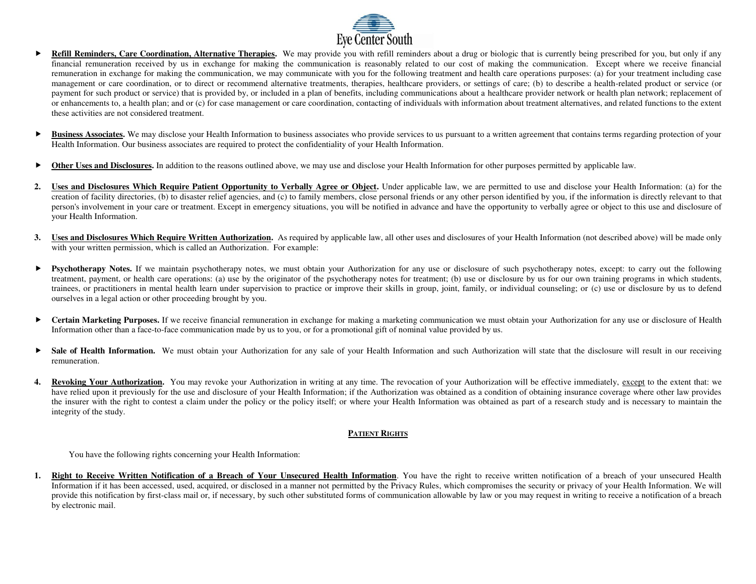- **Refill Reminders, Care Coordination, Alternative Therapies.** We may provide you with refill reminders about a drug or biologic that is currently being prescribed for you, but only if any financial remuneration received by us in exchange for making the communication is reasonably related to our cost of making the communication. Except where we receive financial remuneration in exchange for making the communication, we may communicate with you for the following treatment and health care operations purposes: (a) for your treatment including case management or care coordination, or to direct or recommend alternative treatments, therapies, healthcare providers, or settings of care; (b) to describe a health-related product or service (or payment for such product or service) that is provided by, or included in a plan of benefits, including communications about a healthcare provider network or health plan network; replacement of or enhancements to, a health plan; and or (c) for case management or care coordination, contacting of individuals with information about treatment alternatives, and related functions to the extent these activities are not considered treatment.

- **Business Associates.** We may disclose your Health Information to business associates who provide services to us pursuant to a written agreement that contains terms regarding protection of your Health Information. Our business associates are required to protect the confidentiality of your Health Information.

- **Other Uses and Disclosures.** In addition to the reasons outlined above, we may use and disclose your Health Information for other purposes permitted by applicable law.

2. **Uses and Disclosures Which Require Patient Opportunity to Verbally Agree or Object.** Under applicable law, we are permitted to use and disclose your Health Information: (a) for the creation of facility directories, (b) to disaster relief agencies, and (c) to family members, close personal friends or any other person identified by you, if the information is directly relevant to that person's involvement in your care or treatment. Except in emergency situations, you will be notified in advance and have the opportunity to verbally agree or object to this use and disclosure of your Health Information.

3. **Uses and Disclosures Which Require Written Authorization.** As required by applicable law, all other uses and disclosures of your Health Information (not described above) will be made only with your written permission, which is called an Authorization. For example:

- **Psychotherapy Notes.** If we maintain psychotherapy notes, we must obtain your Authorization for any use or disclosure of such psychotherapy notes, except: to carry out the following treatment, payment, or health care operations: (a) use by the originator of the psychotherapy notes for treatment; (b) use or disclosure by us for our own training programs in which students, trainees, or practitioners in mental health learn under supervision to practice or improve their skills in group, joint, family, or individual counseling; or (c) use or disclosure by us to defend ourselves in a legal action or other proceeding brought by you.

- **Certain Marketing Purposes.** If we receive financial remuneration in exchange for making a marketing communication we must obtain your Authorization for any use or disclosure of Health Information other than a face-to-face communication made by us to you, or for a promotional gift of nominal value provided by us.

- **Sale of Health Information.** We must obtain your Authorization for any sale of your Health Information and such Authorization will state that the disclosure will result in our receiving remuneration.

4. **Revoking Your Authorization.** You may revoke your Authorization in writing at any time. The revocation of your Authorization will be effective immediately, except to the extent that: we have relied upon it previously for the use and disclosure of your Health Information; if the Authorization was obtained as a condition of obtaining insurance coverage where other law provides the insurer with the right to contest a claim under the policy or the policy itself; or where your Health Information was obtained as part of a research study and is necessary to maintain the integrity of the study.

## PATIENT RIGHTS

You have the following rights concerning your Health Information:

1. **Right to Receive Written Notification of a Breach of Your Unsecured Health Information**. You have the right to receive written notification of a breach of your unsecured Health Information if it has been accessed, used, acquired, or disclosed in a manner not permitted by the Privacy Rules, which compromises the security or privacy of your Health Information. We will provide this notification by first-class mail or, if necessary, by such other substituted forms of communication allowable by law or you may request in writing to receive a notification of a breach by electronic mail.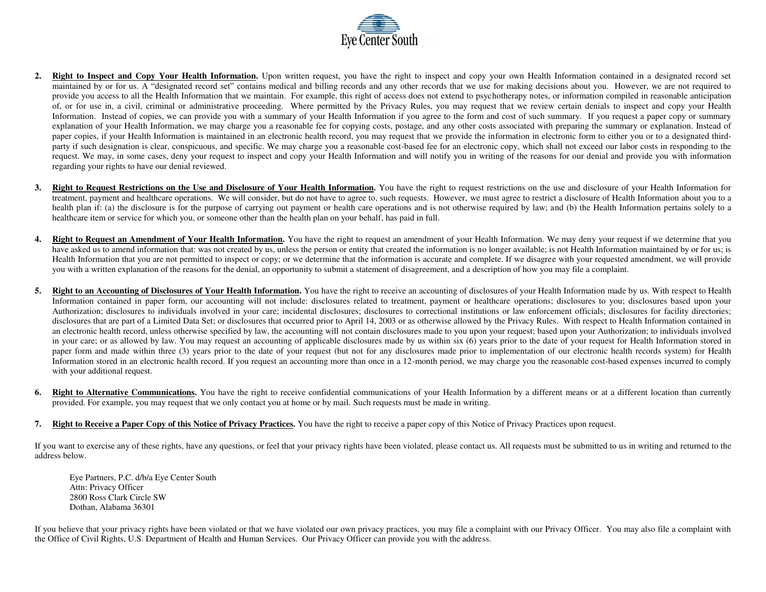2. **Right to Inspect and Copy Your Health Information.** Upon written request, you have the right to inspect and copy your own Health Information contained in a designated record set maintained by or for us. A "designated record set" contains medical and billing records and any other records that we use for making decisions about you. However, we are not required to provide you access to all the Health Information that we maintain. For example, this right of access does not extend to psychotherapy notes, or information compiled in reasonable anticipation of, or for use in, a civil, criminal or administrative proceeding. Where permitted by the Privacy Rules, you may request that we review certain denials to inspect and copy your Health Information. Instead of copies, we can provide you with a summary of your Health Information if you agree to the form and cost of such summary. If you request a paper copy or summary explanation of your Health Information, we may charge you a reasonable fee for copying costs, postage, and any other costs associated with preparing the summary or explanation. Instead of paper copies, if your Health Information is maintained in an electronic health record, you may request that we provide the information in electronic form to either you or to a designated third-party if such designation is clear, conspicuous, and specific. We may charge you a reasonable cost-based fee for an electronic copy, which shall not exceed our labor costs in responding to the request. We may, in some cases, deny your request to inspect and copy your Health Information and will notify you in writing of the reasons for our denial and provide you with information regarding your rights to have our denial reviewed.

3. **Right to Request Restrictions on the Use and Disclosure of Your Health Information.** You have the right to request restrictions on the use and disclosure of your Health Information for treatment, payment and healthcare operations. We will consider, but do not have to agree to, such requests. However, we must agree to restrict a disclosure of Health Information about you to a health plan if: (a) the disclosure is for the purpose of carrying out payment or health care operations and is not otherwise required by law; and (b) the Health Information pertains solely to a healthcare item or service for which you, or someone other than the health plan on your behalf, has paid in full.

4. **Right to Request an Amendment of Your Health Information.** You have the right to request an amendment of your Health Information. We may deny your request if we determine that you have asked us to amend information that: was not created by us, unless the person or entity that created the information is no longer available; is not Health Information maintained by or for us; is Health Information that you are not permitted to inspect or copy; or we determine that the information is accurate and complete. If we disagree with your requested amendment, we will provide you with a written explanation of the reasons for the denial, an opportunity to submit a statement of disagreement, and a description of how you may file a complaint.

5. **Right to an Accounting of Disclosures of Your Health Information.** You have the right to receive an accounting of disclosures of your Health Information made by us. With respect to Health Information contained in paper form, our accounting will not include: disclosures related to treatment, payment or healthcare operations; disclosures to you; disclosures based upon your Authorization; disclosures to individuals involved in your care; incidental disclosures; disclosures to correctional institutions or law enforcement officials; disclosures for facility directories; disclosures that are part of a Limited Data Set; or disclosures that occurred prior to April 14, 2003 or as otherwise allowed by the Privacy Rules. With respect to Health Information contained in an electronic health record, unless otherwise specified by law, the accounting will not contain disclosures made to you upon your request; based upon your Authorization; to individuals involved in your care; or as allowed by law. You may request an accounting of applicable disclosures made by us within six (6) years prior to the date of your request for Health Information stored in paper form and made within three (3) years prior to the date of your request (but not for any disclosures made prior to implementation of our electronic health records system) for Health Information stored in an electronic health record. If you request an accounting more than once in a 12-month period, we may charge you the reasonable cost-based expenses incurred to comply with your additional request.

6. **Right to Alternative Communications.** You have the right to receive confidential communications of your Health Information by a different means or at a different location than currently provided. For example, you may request that we only contact you at home or by mail. Such requests must be made in writing.

7. **Right to Receive a Paper Copy of this Notice of Privacy Practices.** You have the right to receive a paper copy of this Notice of Privacy Practices upon request.

If you want to exercise any of these rights, have any questions, or feel that your privacy rights have been violated, please contact us. All requests must be submitted to us in writing and returned to the address below.

Eye Partners, P.C. d/b/a Eye Center South
Attn: Privacy Officer
2800 Ross Clark Circle SW
Dothan, Alabama 36301

If you believe that your privacy rights have been violated or that we have violated our own privacy practices, you may file a complaint with our Privacy Officer. You may also file a complaint with the Office of Civil Rights, U.S. Department of Health and Human Services. Our Privacy Officer can provide you with the address.